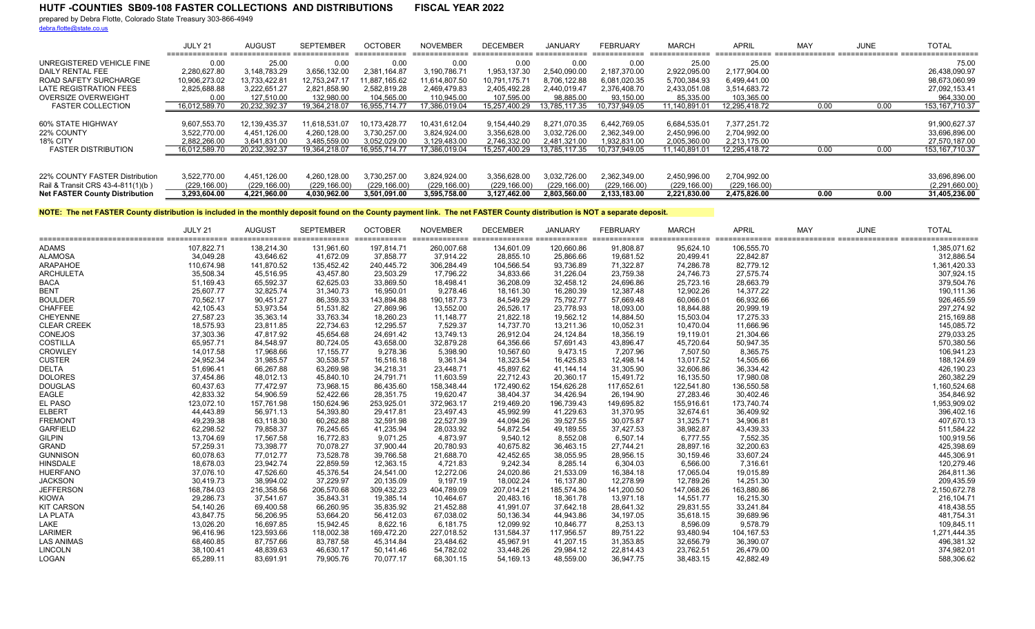# HUTF -COUNTIES SB09-108 FASTER COLLECTIONS AND DISTRIBUTIONS FISCAL YEAR 2022

prepared by Debra Flotte, Colorado State Treasury 303-866-4949
debra.flotte@state.co.us

| | JULY 21 | AUGUST | SEPTEMBER | OCTOBER | NOVEMBER | DECEMBER | JANUARY | FEBRUARY | MARCH | APRIL | MAY | JUNE | TOTAL |
|---|---|---|---|---|---|---|---|---|---|---|---|---|---|
| UNREGISTERED VEHICLE FINE | 0.00 | 25.00 | 0.00 | 0.00 | 0.00 | 0.00 | 0.00 | 0.00 | 25.00 | 25.00 | | | 75.00 |
| DAILY RENTAL FEE | 2,280,627.80 | 3,148,783.29 | 3,656,132.00 | 2,381,164.87 | 3,190,786.71 | 1,953,137.30 | 2,540,090.00 | 2,187,370.00 | 2,922,095.00 | 2,177,904.00 | | | 26,438,090.97 |
| ROAD SAFETY SURCHARGE | 10,906,273.02 | 13,733,422.81 | 12,753,247.17 | 11,887,165.62 | 11,614,807.50 | 10,791,175.71 | 8,706,122.88 | 6,081,020.35 | 5,700,384.93 | 6,499,441.00 | | | 98,673,060.99 |
| LATE REGISTRATION FEES | 2,825,688.88 | 3,222,651.27 | 2,821,858.90 | 2,582,819.28 | 2,469,479.83 | 2,405,492.28 | 2,440,019.47 | 2,376,408.70 | 2,433,051.08 | 3,514,683.72 | | | 27,092,153.41 |
| OVERSIZE OVERWEIGHT | 0.00 | 127,510.00 | 132,980.00 | 104,565.00 | 110,945.00 | 107,595.00 | 98,885.00 | 93,150.00 | 85,335.00 | 103,365.00 | | | 964,330.00 |
| FASTER COLLECTION | 16,012,589.70 | 20,232,392.37 | 19,364,218.07 | 16,955,714.77 | 17,386,019.04 | 15,257,400.29 | 13,785,117.35 | 10,737,949.05 | 11,140,891.01 | 12,295,418.72 | 0.00 | 0.00 | 153,167,710.37 |
| | | | | | | | | | | | | | |
| 60% STATE HIGHWAY | 9,607,553.70 | 12,139,435.37 | 11,618,531.07 | 10,173,428.77 | 10,431,612.04 | 9,154,440.29 | 8,271,070.35 | 6,442,769.05 | 6,684,535.01 | 7,377,251.72 | | | 91,900,627.37 |
| 22% COUNTY | 3,522,770.00 | 4,451,126.00 | 4,260,128.00 | 3,730,257.00 | 3,824,924.00 | 3,356,628.00 | 3,032,726.00 | 2,362,349.00 | 2,450,996.00 | 2,704,992.00 | | | 33,696,896.00 |
| 18% CITY | 2,882,266.00 | 3,641,831.00 | 3,485,559.00 | 3,052,029.00 | 3,129,483.00 | 2,746,332.00 | 2,481,321.00 | 1,932,831.00 | 2,005,360.00 | 2,213,175.00 | | | 27,570,187.00 |
| FASTER DISTRIBUTION | 16,012,589.70 | 20,232,392.37 | 19,364,218.07 | 16,955,714.77 | 17,386,019.04 | 15,257,400.29 | 13,785,117.35 | 10,737,949.05 | 11,140,891.01 | 12,295,418.72 | 0.00 | 0.00 | 153,167,710.37 |
| | | | | | | | | | | | | | |
| 22% COUNTY FASTER Distribution | 3,522,770.00 | 4,451,126.00 | 4,260,128.00 | 3,730,257.00 | 3,824,924.00 | 3,356,628.00 | 3,032,726.00 | 2,362,349.00 | 2,450,996.00 | 2,704,992.00 | | | 33,696,896.00 |
| Rail & Transit CRS 43-4-811(1)(b ) | (229,166.00) | (229,166.00) | (229,166.00) | (229,166.00) | (229,166.00) | (229,166.00) | (229,166.00) | (229,166.00) | (229,166.00) | (229,166.00) | | | (2,291,660.00) |
| **Net FASTER County Distribution** | **3,293,604.00** | **4,221,960.00** | **4,030,962.00** | **3,501,091.00** | **3,595,758.00** | **3,127,462.00** | **2,803,560.00** | **2,133,183.00** | **2,221,830.00** | **2,475,826.00** | **0.00** | **0.00** | **31,405,236.00** |

**NOTE: The net FASTER County distribution is included in the monthly deposit found on the County payment link. The net FASTER County distribution is NOT a separate deposit.**

| | JULY 21 | AUGUST | SEPTEMBER | OCTOBER | NOVEMBER | DECEMBER | JANUARY | FEBRUARY | MARCH | APRIL | MAY | JUNE | TOTAL |
|---|---|---|---|---|---|---|---|---|---|---|---|---|---|
| ADAMS | 107,822.71 | 138,214.30 | 131,961.60 | 197,814.71 | 260,007.68 | 134,601.09 | 120,660.86 | 91,808.87 | 95,624.10 | 106,555.70 | | | 1,385,071.62 |
| ALAMOSA | 34,049.28 | 43,646.62 | 41,672.09 | 37,858.77 | 37,914.22 | 28,855.10 | 25,866.66 | 19,681.52 | 20,499.41 | 22,842.87 | | | 312,886.54 |
| ARAPAHOE | 110,674.98 | 141,870.52 | 135,452.42 | 240,445.72 | 306,284.49 | 104,566.54 | 93,736.89 | 71,322.87 | 74,286.78 | 82,779.12 | | | 1,361,420.33 |
| ARCHULETA | 35,508.34 | 45,516.95 | 43,457.80 | 23,503.29 | 17,796.22 | 34,833.66 | 31,226.04 | 23,759.38 | 24,746.73 | 27,575.74 | | | 307,924.15 |
| BACA | 51,169.43 | 65,592.37 | 62,625.03 | 33,869.50 | 18,498.41 | 36,208.09 | 32,458.12 | 24,696.86 | 25,723.16 | 28,663.79 | | | 379,504.76 |
| BENT | 25,607.77 | 32,825.74 | 31,340.73 | 16,950.01 | 9,278.46 | 18,161.30 | 16,280.39 | 12,387.48 | 12,902.26 | 14,377.22 | | | 190,111.36 |
| BOULDER | 70,562.17 | 90,451.27 | 86,359.33 | 143,894.88 | 190,187.73 | 84,549.29 | 75,792.77 | 57,669.48 | 60,066.01 | 66,932.66 | | | 926,465.59 |
| CHAFFEE | 42,105.43 | 53,973.54 | 51,531.82 | 27,869.96 | 13,552.00 | 26,526.17 | 23,778.93 | 18,093.00 | 18,844.88 | 20,999.19 | | | 297,274.92 |
| CHEYENNE | 27,587.23 | 35,363.14 | 33,763.34 | 18,260.23 | 11,148.77 | 21,822.18 | 19,562.12 | 14,884.50 | 15,503.04 | 17,275.33 | | | 215,169.88 |
| CLEAR CREEK | 18,575.93 | 23,811.85 | 22,734.63 | 12,295.57 | 7,529.37 | 14,737.70 | 13,211.36 | 10,052.31 | 10,470.04 | 11,666.96 | | | 145,085.72 |
| CONEJOS | 37,303.36 | 47,817.92 | 45,654.68 | 24,691.42 | 13,749.13 | 26,912.04 | 24,124.84 | 18,356.19 | 19,119.01 | 21,304.66 | | | 279,033.25 |
| COSTILLA | 65,957.71 | 84,548.97 | 80,724.05 | 43,658.00 | 32,879.28 | 64,356.66 | 57,691.43 | 43,896.47 | 45,720.64 | 50,947.35 | | | 570,380.56 |
| CROWLEY | 14,017.58 | 17,968.66 | 17,155.77 | 9,278.36 | 5,398.90 | 10,567.60 | 9,473.15 | 7,207.96 | 7,507.50 | 8,365.75 | | | 106,941.23 |
| CUSTER | 24,952.34 | 31,985.57 | 30,538.57 | 16,516.18 | 9,361.34 | 18,323.54 | 16,425.83 | 12,498.14 | 13,017.52 | 14,505.66 | | | 188,124.69 |
| DELTA | 51,696.41 | 66,267.88 | 63,269.98 | 34,218.31 | 23,448.71 | 45,897.62 | 41,144.14 | 31,305.90 | 32,606.86 | 36,334.42 | | | 426,190.23 |
| DOLORES | 37,454.86 | 48,012.13 | 45,840.10 | 24,791.71 | 11,603.59 | 22,712.43 | 20,360.17 | 15,491.72 | 16,135.50 | 17,980.08 | | | 260,382.29 |
| DOUGLAS | 60,437.63 | 77,472.97 | 73,968.15 | 86,435.60 | 158,348.44 | 172,490.62 | 154,626.28 | 117,652.61 | 122,541.80 | 136,550.58 | | | 1,160,524.68 |
| EAGLE | 42,833.32 | 54,906.59 | 52,422.66 | 28,351.75 | 19,620.47 | 38,404.37 | 34,426.94 | 26,194.90 | 27,283.46 | 30,402.46 | | | 354,846.92 |
| EL PASO | 123,072.10 | 157,761.98 | 150,624.96 | 253,925.01 | 372,963.17 | 219,469.20 | 196,739.43 | 149,695.82 | 155,916.61 | 173,740.74 | | | 1,953,909.02 |
| ELBERT | 44,443.89 | 56,971.13 | 54,393.80 | 29,417.81 | 23,497.43 | 45,992.99 | 41,229.63 | 31,370.95 | 32,674.61 | 36,409.92 | | | 396,402.16 |
| FREMONT | 49,239.38 | 63,118.30 | 60,262.88 | 32,591.98 | 22,527.39 | 44,094.26 | 39,527.55 | 30,075.87 | 31,325.71 | 34,906.81 | | | 407,670.13 |
| GARFIELD | 62,298.52 | 79,858.37 | 76,245.65 | 41,235.94 | 28,033.92 | 54,872.54 | 49,189.55 | 37,427.53 | 38,982.87 | 43,439.33 | | | 511,584.22 |
| GILPIN | 13,704.69 | 17,567.58 | 16,772.83 | 9,071.25 | 4,873.97 | 9,540.12 | 8,552.08 | 6,507.14 | 6,777.55 | 7,552.35 | | | 100,919.56 |
| GRAND | 57,259.31 | 73,398.77 | 70,078.27 | 37,900.44 | 20,780.93 | 40,675.82 | 36,463.15 | 27,744.21 | 28,897.16 | 32,200.63 | | | 425,398.69 |
| GUNNISON | 60,078.63 | 77,012.77 | 73,528.78 | 39,766.58 | 21,688.70 | 42,452.65 | 38,055.95 | 28,956.15 | 30,159.46 | 33,607.24 | | | 445,306.91 |
| HINSDALE | 18,678.03 | 23,942.74 | 22,859.59 | 12,363.15 | 4,721.83 | 9,242.34 | 8,285.14 | 6,304.03 | 6,566.00 | 7,316.61 | | | 120,279.46 |
| HUERFANO | 37,076.10 | 47,526.60 | 45,376.54 | 24,541.00 | 12,272.06 | 24,020.86 | 21,533.09 | 16,384.18 | 17,065.04 | 19,015.89 | | | 264,811.36 |
| JACKSON | 30,419.73 | 38,994.02 | 37,229.97 | 20,135.09 | 9,197.19 | 18,002.24 | 16,137.80 | 12,278.99 | 12,789.26 | 14,251.30 | | | 209,435.59 |
| JEFFERSON | 168,784.03 | 216,358.56 | 206,570.68 | 309,432.23 | 404,789.09 | 207,014.21 | 185,574.36 | 141,200.50 | 147,068.26 | 163,880.86 | | | 2,150,672.78 |
| KIOWA | 29,286.73 | 37,541.67 | 35,843.31 | 19,385.14 | 10,464.67 | 20,483.16 | 18,361.78 | 13,971.18 | 14,551.77 | 16,215.30 | | | 216,104.71 |
| KIT CARSON | 54,140.26 | 69,400.58 | 66,260.95 | 35,835.92 | 21,452.88 | 41,991.07 | 37,642.18 | 28,641.32 | 29,831.55 | 33,241.84 | | | 418,438.55 |
| LA PLATA | 43,847.75 | 56,206.95 | 53,664.20 | 56,412.03 | 67,038.02 | 50,136.34 | 44,943.86 | 34,197.05 | 35,618.15 | 39,689.96 | | | 481,754.31 |
| LAKE | 13,026.20 | 16,697.85 | 15,942.45 | 8,622.16 | 6,181.75 | 12,099.92 | 10,846.77 | 8,253.13 | 8,596.09 | 9,578.79 | | | 109,845.11 |
| LARIMER | 96,416.96 | 123,593.66 | 118,002.38 | 169,472.20 | 227,018.52 | 131,584.37 | 117,956.57 | 89,751.22 | 93,480.94 | 104,167.53 | | | 1,271,444.35 |
| LAS ANIMAS | 68,460.85 | 87,757.66 | 83,787.58 | 45,314.84 | 23,484.62 | 45,967.91 | 41,207.15 | 31,353.85 | 32,656.79 | 36,390.07 | | | 496,381.32 |
| LINCOLN | 38,100.41 | 48,839.63 | 46,630.17 | 50,141.46 | 54,782.02 | 33,448.26 | 29,984.12 | 22,814.43 | 23,762.51 | 26,479.00 | | | 374,982.01 |
| LOGAN | 65,289.11 | 83,691.91 | 79,905.76 | 70,077.17 | 68,301.15 | 54,169.13 | 48,559.00 | 36,947.75 | 38,483.15 | 42,882.49 | | | 588,306.62 |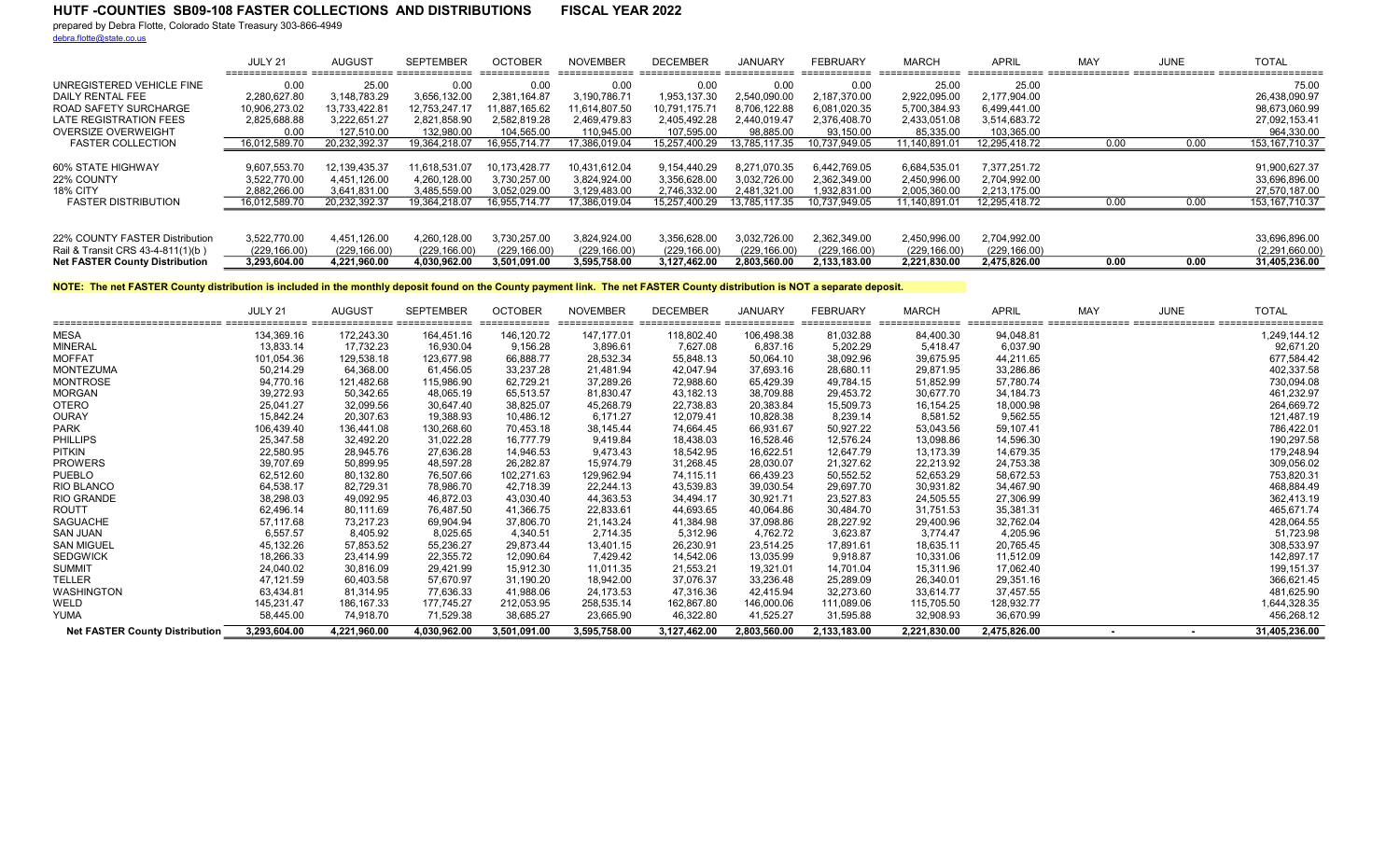# HUTF -COUNTIES SB09-108 FASTER COLLECTIONS AND DISTRIBUTIONS FISCAL YEAR 2022

prepared by Debra Flotte, Colorado State Treasury 303-866-4949
debra.flotte@state.co.us

| | JULY 21 | AUGUST | SEPTEMBER | OCTOBER | NOVEMBER | DECEMBER | JANUARY | FEBRUARY | MARCH | APRIL | MAY | JUNE | TOTAL |
|---|---|---|---|---|---|---|---|---|---|---|---|---|---|
| UNREGISTERED VEHICLE FINE | 0.00 | 25.00 | 0.00 | 0.00 | 0.00 | 0.00 | 0.00 | 0.00 | 25.00 | 25.00 | | | 75.00 |
| DAILY RENTAL FEE | 2,280,627.80 | 3,148,783.29 | 3,656,132.00 | 2,381,164.87 | 3,190,786.71 | 1,953,137.30 | 2,540,090.00 | 2,187,370.00 | 2,922,095.00 | 2,177,904.00 | | | 26,438,090.97 |
| ROAD SAFETY SURCHARGE | 10,906,273.02 | 13,733,422.81 | 12,753,247.17 | 11,887,165.62 | 11,614,807.50 | 10,791,175.71 | 8,706,122.88 | 6,081,020.35 | 5,700,384.93 | 6,499,441.00 | | | 98,673,060.99 |
| LATE REGISTRATION FEES | 2,825,688.88 | 3,222,651.27 | 2,821,858.90 | 2,582,819.28 | 2,469,479.83 | 2,405,492.28 | 2,440,019.47 | 2,376,408.70 | 2,433,051.08 | 3,514,683.72 | | | 27,092,153.41 |
| OVERSIZE OVERWEIGHT | 0.00 | 127,510.00 | 132,980.00 | 104,565.00 | 110,945.00 | 107,595.00 | 98,885.00 | 93,150.00 | 85,335.00 | 103,365.00 | | | 964,330.00 |
| FASTER COLLECTION | 16,012,589.70 | 20,232,392.37 | 19,364,218.07 | 16,955,714.77 | 17,386,019.04 | 15,257,400.29 | 13,785,117.35 | 10,737,949.05 | 11,140,891.01 | 12,295,418.72 | 0.00 | 0.00 | 153,167,710.37 |
| 60% STATE HIGHWAY | 9,607,553.70 | 12,139,435.37 | 11,618,531.07 | 10,173,428.77 | 10,431,612.04 | 9,154,440.29 | 8,271,070.35 | 6,442,769.05 | 6,684,535.01 | 7,377,251.72 | | | 91,900,627.37 |
| 22% COUNTY | 3,522,770.00 | 4,451,126.00 | 4,260,128.00 | 3,730,257.00 | 3,824,924.00 | 3,356,628.00 | 3,032,726.00 | 2,362,349.00 | 2,450,996.00 | 2,704,992.00 | | | 33,696,896.00 |
| 18% CITY | 2,882,266.00 | 3,641,831.00 | 3,485,559.00 | 3,052,029.00 | 3,129,483.00 | 2,746,332.00 | 2,481,321.00 | 1,932,831.00 | 2,005,360.00 | 2,213,175.00 | | | 27,570,187.00 |
| FASTER DISTRIBUTION | 16,012,589.70 | 20,232,392.37 | 19,364,218.07 | 16,955,714.77 | 17,386,019.04 | 15,257,400.29 | 13,785,117.35 | 10,737,949.05 | 11,140,891.01 | 12,295,418.72 | 0.00 | 0.00 | 153,167,710.37 |
| 22% COUNTY FASTER Distribution | 3,522,770.00 | 4,451,126.00 | 4,260,128.00 | 3,730,257.00 | 3,824,924.00 | 3,356,628.00 | 3,032,726.00 | 2,362,349.00 | 2,450,996.00 | 2,704,992.00 | | | 33,696,896.00 |
| Rail & Transit CRS 43-4-811(1)(b ) | (229,166.00) | (229,166.00) | (229,166.00) | (229,166.00) | (229,166.00) | (229,166.00) | (229,166.00) | (229,166.00) | (229,166.00) | (229,166.00) | | | (2,291,660.00) |
| **Net FASTER County Distribution** | **3,293,604.00** | **4,221,960.00** | **4,030,962.00** | **3,501,091.00** | **3,595,758.00** | **3,127,462.00** | **2,803,560.00** | **2,133,183.00** | **2,221,830.00** | **2,475,826.00** | **0.00** | **0.00** | **31,405,236.00** |

**NOTE: The net FASTER County distribution is included in the monthly deposit found on the County payment link. The net FASTER County distribution is NOT a separate deposit.**

| | JULY 21 | AUGUST | SEPTEMBER | OCTOBER | NOVEMBER | DECEMBER | JANUARY | FEBRUARY | MARCH | APRIL | MAY | JUNE | TOTAL |
|---|---|---|---|---|---|---|---|---|---|---|---|---|---|
| MESA | 134,369.16 | 172,243.30 | 164,451.16 | 146,120.72 | 147,177.01 | 118,802.40 | 106,498.38 | 81,032.88 | 84,400.30 | 94,048.81 | | | 1,249,144.12 |
| MINERAL | 13,833.14 | 17,732.23 | 16,930.04 | 9,156.28 | 3,896.61 | 7,627.08 | 6,837.16 | 5,202.29 | 5,418.47 | 6,037.90 | | | 92,671.20 |
| MOFFAT | 101,054.36 | 129,538.18 | 123,677.98 | 66,888.77 | 28,532.34 | 55,848.13 | 50,064.10 | 38,092.96 | 39,675.95 | 44,211.65 | | | 677,584.42 |
| MONTEZUMA | 50,214.29 | 64,368.00 | 61,456.05 | 33,237.28 | 21,481.94 | 42,047.94 | 37,693.16 | 28,680.11 | 29,871.95 | 33,286.86 | | | 402,337.58 |
| MONTROSE | 94,770.16 | 121,482.68 | 115,986.90 | 62,729.21 | 37,289.26 | 72,988.60 | 65,429.39 | 49,784.15 | 51,852.99 | 57,780.74 | | | 730,094.08 |
| MORGAN | 39,272.93 | 50,342.65 | 48,065.19 | 65,513.57 | 81,830.47 | 43,182.13 | 38,709.88 | 29,453.72 | 30,677.70 | 34,184.73 | | | 461,232.97 |
| OTERO | 25,041.27 | 32,099.56 | 30,647.40 | 38,825.07 | 45,268.79 | 22,738.83 | 20,383.84 | 15,509.73 | 16,154.25 | 18,000.98 | | | 264,669.72 |
| OURAY | 15,842.24 | 20,307.63 | 19,388.93 | 10,486.12 | 6,171.27 | 12,079.41 | 10,828.38 | 8,239.14 | 8,581.52 | 9,562.55 | | | 121,487.19 |
| PARK | 106,439.40 | 136,441.08 | 130,268.60 | 70,453.18 | 38,145.44 | 74,664.45 | 66,931.67 | 50,927.22 | 53,043.56 | 59,107.41 | | | 786,422.01 |
| PHILLIPS | 25,347.58 | 32,492.20 | 31,022.28 | 16,777.79 | 9,419.84 | 18,438.03 | 16,528.46 | 12,576.24 | 13,098.86 | 14,596.30 | | | 190,297.58 |
| PITKIN | 22,580.95 | 28,945.76 | 27,636.28 | 14,946.53 | 9,473.43 | 18,542.95 | 16,622.51 | 12,647.79 | 13,173.39 | 14,679.35 | | | 179,248.94 |
| PROWERS | 39,707.69 | 50,899.95 | 48,597.28 | 26,282.87 | 15,974.79 | 31,268.45 | 28,030.07 | 21,327.62 | 22,213.92 | 24,753.38 | | | 309,056.02 |
| PUEBLO | 62,512.60 | 80,132.80 | 76,507.66 | 102,271.63 | 129,962.94 | 74,115.11 | 66,439.23 | 50,552.52 | 52,653.29 | 58,672.53 | | | 753,820.31 |
| RIO BLANCO | 64,538.17 | 82,729.31 | 78,986.70 | 42,718.39 | 22,244.13 | 43,539.83 | 39,030.54 | 29,697.70 | 30,931.82 | 34,467.90 | | | 468,884.49 |
| RIO GRANDE | 38,298.03 | 49,092.95 | 46,872.03 | 43,030.40 | 44,363.53 | 34,494.17 | 30,921.71 | 23,527.83 | 24,505.55 | 27,306.99 | | | 362,413.19 |
| ROUTT | 62,496.14 | 80,111.69 | 76,487.50 | 41,366.75 | 22,833.61 | 44,693.65 | 40,064.86 | 30,484.70 | 31,751.53 | 35,381.31 | | | 465,671.74 |
| SAGUACHE | 57,117.68 | 73,217.23 | 69,904.94 | 37,806.70 | 21,143.24 | 41,384.98 | 37,098.86 | 28,227.92 | 29,400.96 | 32,762.04 | | | 428,064.55 |
| SAN JUAN | 6,557.57 | 8,405.92 | 8,025.65 | 4,340.51 | 2,714.35 | 5,312.96 | 4,762.72 | 3,623.87 | 3,774.47 | 4,205.96 | | | 51,723.98 |
| SAN MIGUEL | 45,132.26 | 57,853.52 | 55,236.27 | 29,873.44 | 13,401.15 | 26,230.91 | 23,514.25 | 17,891.61 | 18,635.11 | 20,765.45 | | | 308,533.97 |
| SEDGWICK | 18,266.33 | 23,414.99 | 22,355.72 | 12,090.64 | 7,429.42 | 14,542.06 | 13,035.99 | 9,918.87 | 10,331.06 | 11,512.09 | | | 142,897.17 |
| SUMMIT | 24,040.02 | 30,816.09 | 29,421.99 | 15,912.30 | 11,011.35 | 21,553.21 | 19,321.01 | 14,701.04 | 15,311.96 | 17,062.40 | | | 199,151.37 |
| TELLER | 47,121.59 | 60,403.58 | 57,670.97 | 31,190.20 | 18,942.00 | 37,076.37 | 33,236.48 | 25,289.09 | 26,340.01 | 29,351.16 | | | 366,621.45 |
| WASHINGTON | 63,434.81 | 81,314.95 | 77,636.33 | 41,988.06 | 24,173.53 | 47,316.36 | 42,415.94 | 32,273.60 | 33,614.77 | 37,457.55 | | | 481,625.90 |
| WELD | 145,231.47 | 186,167.33 | 177,745.27 | 212,053.95 | 258,535.14 | 162,867.80 | 146,000.06 | 111,089.06 | 115,705.50 | 128,932.77 | | | 1,644,328.35 |
| YUMA | 58,445.00 | 74,918.70 | 71,529.38 | 38,685.27 | 23,665.90 | 46,322.80 | 41,525.27 | 31,595.88 | 32,908.93 | 36,670.99 | | | 456,268.12 |
| **Net FASTER County Distribution** | **3,293,604.00** | **4,221,960.00** | **4,030,962.00** | **3,501,091.00** | **3,595,758.00** | **3,127,462.00** | **2,803,560.00** | **2,133,183.00** | **2,221,830.00** | **2,475,826.00** | **-** | **-** | **31,405,236.00** |